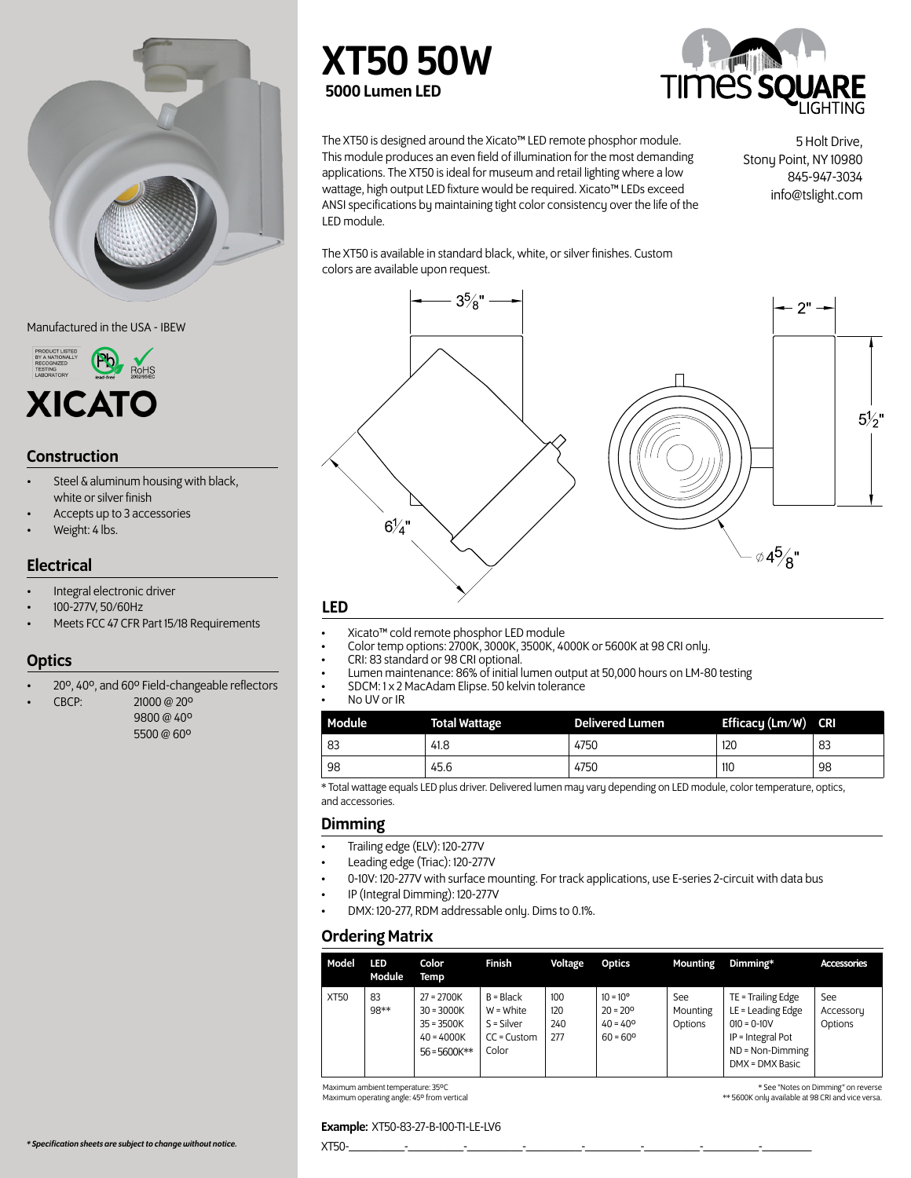# XT50 50W

**5000 Lumen LED**

TIMES SQUARE LIGHTING

The XT50 is designed around the Xicato™ LED remote phosphor module. This module produces an even field of illumination for the most demanding applications. The XT50 is ideal for museum and retail lighting where a low wattage, high output LED fixture would be required. Xicato™ LEDs exceed ANSI specifications by maintaining tight color consistency over the life of the LED module.

The XT50 is available in standard black, white, or silver finishes. Custom colors are available upon request.

5 Holt Drive,
Stony Point, NY 10980
845-947-3034
info@tslight.com

3⅝" 2" 5½" 6¼" ⌀4⅝"

Manufactured in the USA - IBEW

PRODUCT LISTED BY A NATIONALLY RECOGNIZED TESTING LABORATORY · lead-free · RoHS 2002/95/EC

XICATO

## Construction

- Steel & aluminum housing with black, white or silver finish
- Accepts up to 3 accessories
- Weight: 4 lbs.

## Electrical

- Integral electronic driver
- 100-277V, 50/60Hz
- Meets FCC 47 CFR Part 15/18 Requirements

## Optics

- 20º, 40º, and 60º Field-changeable reflectors
- CBCP: 21000 @ 20º
  9800 @ 40º
  5500 @ 60º

## LED

- Xicato™ cold remote phosphor LED module
- Color temp options: 2700K, 3000K, 3500K, 4000K or 5600K at 98 CRI only.
- CRI: 83 standard or 98 CRI optional.
- Lumen maintenance: 86% of initial lumen output at 50,000 hours on LM-80 testing
- SDCM: 1 x 2 MacAdam Elipse. 50 kelvin tolerance
- No UV or IR

| Module | Total Wattage | Delivered Lumen | Efficacy (Lm/W) | CRI |
|---|---|---|---|---|
| 83 | 41.8 | 4750 | 120 | 83 |
| 98 | 45.6 | 4750 | 110 | 98 |

* Total wattage equals LED plus driver. Delivered lumen may vary depending on LED module, color temperature, optics, and accessories.

## Dimming

- Trailing edge (ELV): 120-277V
- Leading edge (Triac): 120-277V
- 0-10V: 120-277V with surface mounting. For track applications, use E-series 2-circuit with data bus
- IP (Integral Dimming): 120-277V
- DMX: 120-277, RDM addressable only. Dims to 0.1%.

## Ordering Matrix

| Model | LED Module | Color Temp | Finish | Voltage | Optics | Mounting | Dimming* | Accessories |
|---|---|---|---|---|---|---|---|---|
| XT50 | 83<br>98** | 27 = 2700K<br>30 = 3000K<br>35 = 3500K<br>40 = 4000K<br>56 = 5600K** | B = Black<br>W = White<br>S = Silver<br>CC = Custom Color | 100<br>120<br>240<br>277 | 10 = 10°<br>20 = 20º<br>40 = 40º<br>60 = 60º | See Mounting Options | TE = Trailing Edge<br>LE = Leading Edge<br>010 = 0-10V<br>IP = Integral Pot<br>ND = Non-Dimming<br>DMX = DMX Basic | See Accessory Options |

Maximum ambient temperature: 35ºC
Maximum operating angle: 45º from vertical

* See "Notes on Dimming" on reverse
** 5600K only available at 98 CRI and vice versa.

**Example:** XT50-83-27-B-100-T1-LE-LV6

XT50-\_\_\_\_\_\_\_\_-\_\_\_\_\_\_\_\_-\_\_\_\_\_\_\_\_-\_\_\_\_\_\_\_\_-\_\_\_\_\_\_\_\_-\_\_\_\_\_\_\_\_-\_\_\_\_\_\_\_\_-\_\_\_\_\_\_\_\_

*** Specification sheets are subject to change without notice.***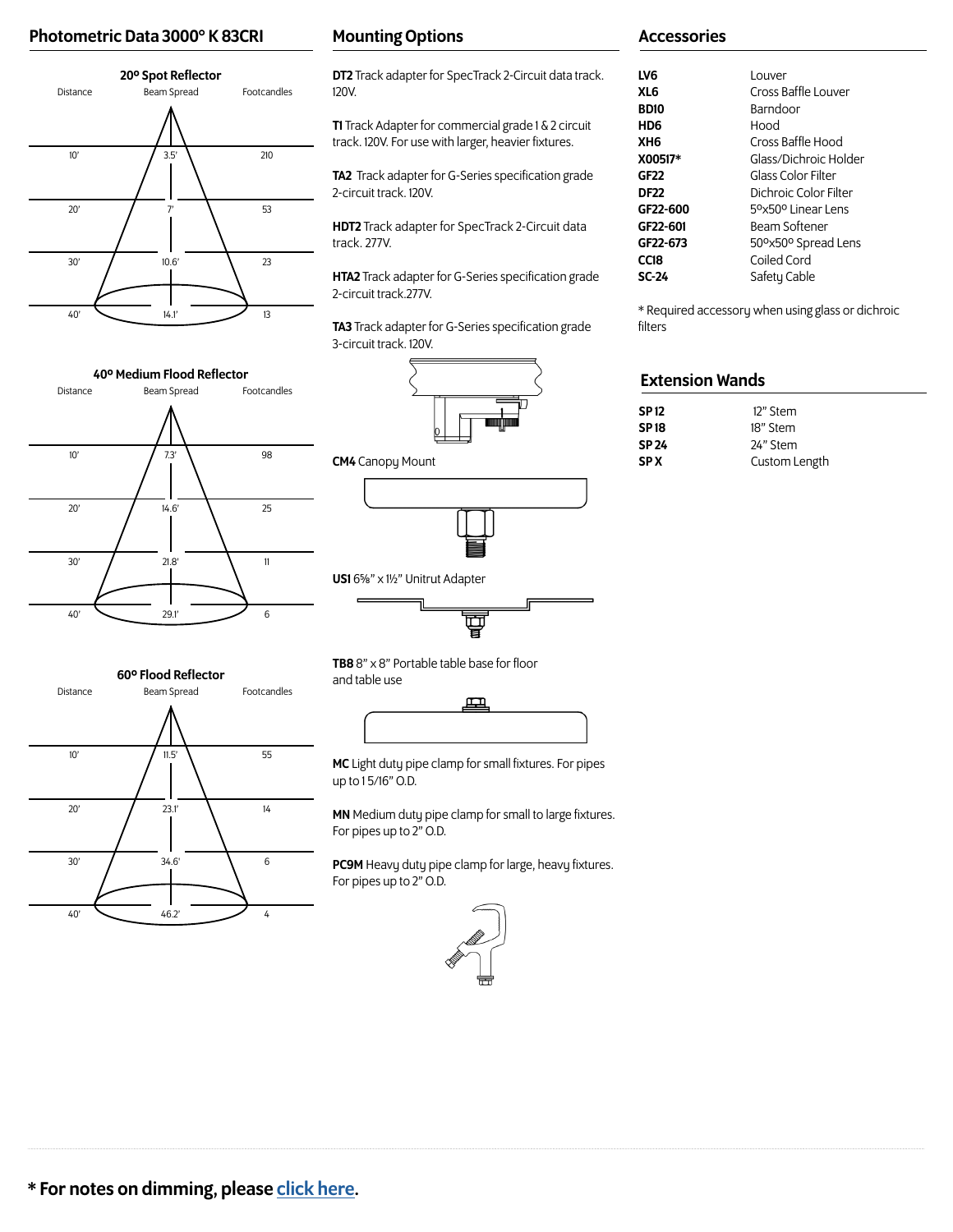## Photometric Data 3000° K 83CRI

### 20º Spot Reflector

Distance
Beam Spread
Footcandles

10'
3.5'
210

20'
7'
53

30'
10.6'
23

40'
14.1'
13

### 40º Medium Flood Reflector

Distance
Beam Spread
Footcandles

10'
7.3'
98

20'
14.6'
25

30'
21.8'
11

40'
29.1'
6

### 60º Flood Reflector

Distance
Beam Spread
Footcandles

10'
11.5'
55

20'
23.1'
14

30'
34.6'
6

40'
46.2'
4

## Mounting Options

**DT2** Track adapter for SpecTrack 2-Circuit data track. 120V.

**T1** Track Adapter for commercial grade 1 & 2 circuit track. 120V. For use with larger, heavier fixtures.

**TA2** Track adapter for G-Series specification grade 2-circuit track. 120V.

**HDT2** Track adapter for SpecTrack 2-Circuit data track. 277V.

**HTA2** Track adapter for G-Series specification grade 2-circuit track.277V.

**TA3** Track adapter for G-Series specification grade 3-circuit track. 120V.

**CM4** Canopy Mount

**US1** 6⅝" x 1½" Unitrut Adapter

**TB8** 8" x 8" Portable table base for floor and table use

**MC** Light duty pipe clamp for small fixtures. For pipes up to 1 5/16" O.D.

**MN** Medium duty pipe clamp for small to large fixtures. For pipes up to 2" O.D.

**PC9M** Heavy duty pipe clamp for large, heavy fixtures. For pipes up to 2" O.D.

## Accessories

| | |
|---|---|
| **LV6** | Louver |
| **XL6** | Cross Baffle Louver |
| **BD10** | Barndoor |
| **HD6** | Hood |
| **XH6** | Cross Baffle Hood |
| **X00517*** | Glass/Dichroic Holder |
| **GF22** | Glass Color Filter |
| **DF22** | Dichroic Color Filter |
| **GF22-600** | 5ºx50º Linear Lens |
| **GF22-601** | Beam Softener |
| **GF22-673** | 50ºx50º Spread Lens |
| **CC18** | Coiled Cord |
| **SC-24** | Safety Cable |

* Required accessory when using glass or dichroic filters

## Extension Wands

| | |
|---|---|
| **SP 12** | 12" Stem |
| **SP 18** | 18" Stem |
| **SP 24** | 24" Stem |
| **SP X** | Custom Length |

**\* For notes on dimming, please click here.**